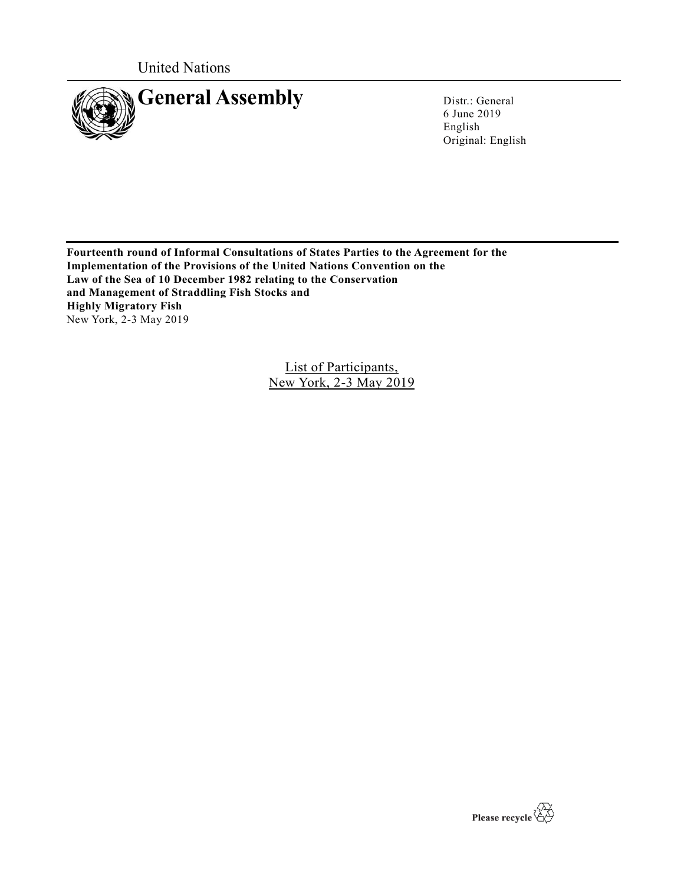United Nations

# General Assembly

Distr.: General
6 June 2019
English
Original: English

**Fourteenth round of Informal Consultations of States Parties to the Agreement for the Implementation of the Provisions of the United Nations Convention on the Law of the Sea of 10 December 1982 relating to the Conservation and Management of Straddling Fish Stocks and Highly Migratory Fish**
New York, 2-3 May 2019

List of Participants,
New York, 2-3 May 2019

Please recycle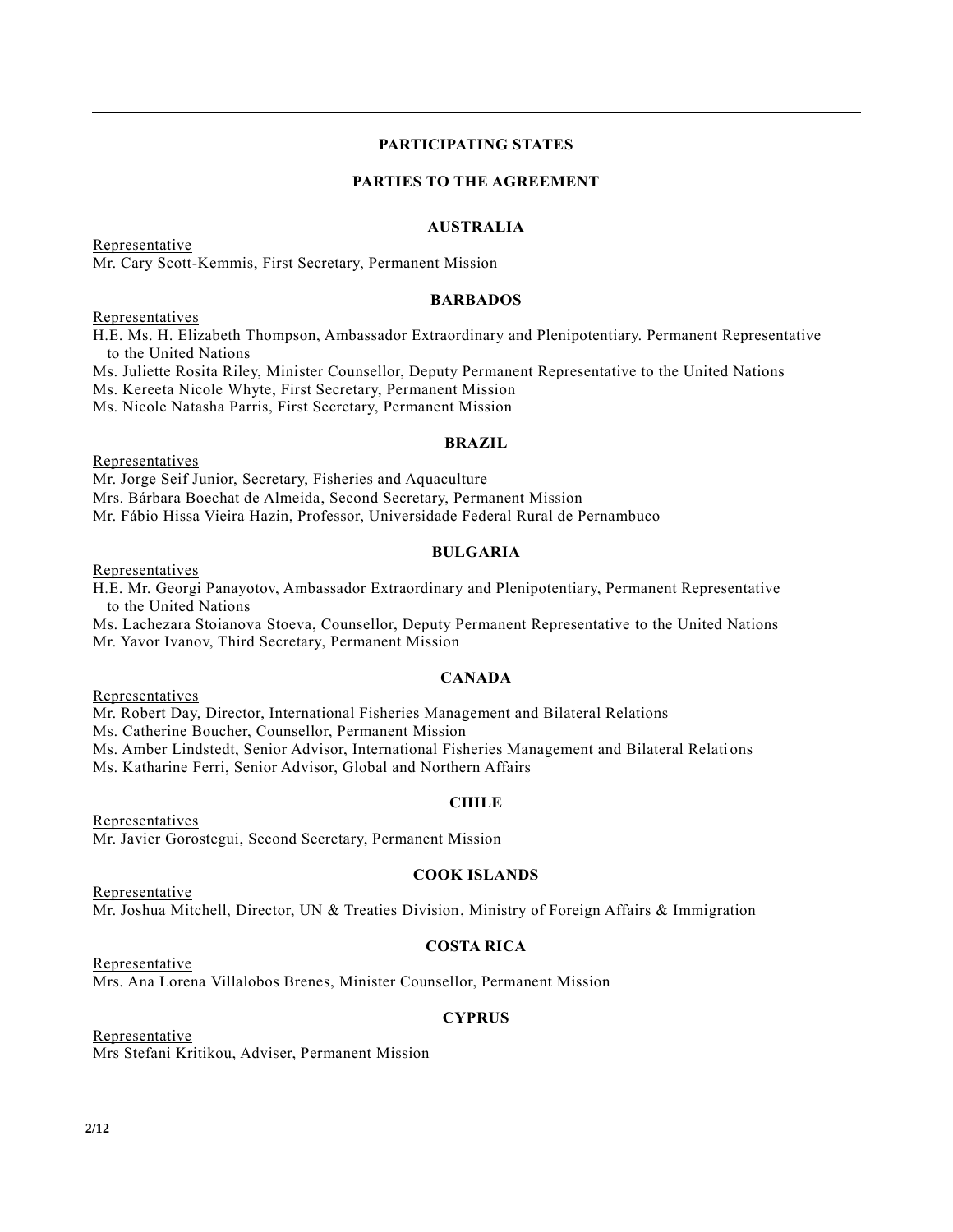## PARTICIPATING STATES

## PARTIES TO THE AGREEMENT

### AUSTRALIA

Representative

Mr. Cary Scott-Kemmis, First Secretary, Permanent Mission

### BARBADOS

Representatives

H.E. Ms. H. Elizabeth Thompson, Ambassador Extraordinary and Plenipotentiary. Permanent Representative to the United Nations

Ms. Juliette Rosita Riley, Minister Counsellor, Deputy Permanent Representative to the United Nations

Ms. Kereeta Nicole Whyte, First Secretary, Permanent Mission

Ms. Nicole Natasha Parris, First Secretary, Permanent Mission

### BRAZIL

Representatives

Mr. Jorge Seif Junior, Secretary, Fisheries and Aquaculture

Mrs. Bárbara Boechat de Almeida, Second Secretary, Permanent Mission

Mr. Fábio Hissa Vieira Hazin, Professor, Universidade Federal Rural de Pernambuco

### BULGARIA

Representatives

H.E. Mr. Georgi Panayotov, Ambassador Extraordinary and Plenipotentiary, Permanent Representative to the United Nations

Ms. Lachezara Stoianova Stoeva, Counsellor, Deputy Permanent Representative to the United Nations

Mr. Yavor Ivanov, Third Secretary, Permanent Mission

### CANADA

Representatives

Mr. Robert Day, Director, International Fisheries Management and Bilateral Relations

Ms. Catherine Boucher, Counsellor, Permanent Mission

Ms. Amber Lindstedt, Senior Advisor, International Fisheries Management and Bilateral Relations

Ms. Katharine Ferri, Senior Advisor, Global and Northern Affairs

### CHILE

Representatives

Mr. Javier Gorostegui, Second Secretary, Permanent Mission

### COOK ISLANDS

Representative

Mr. Joshua Mitchell, Director, UN & Treaties Division, Ministry of Foreign Affairs & Immigration

### COSTA RICA

Representative

Mrs. Ana Lorena Villalobos Brenes, Minister Counsellor, Permanent Mission

### CYPRUS

Representative

Mrs Stefani Kritikou, Adviser, Permanent Mission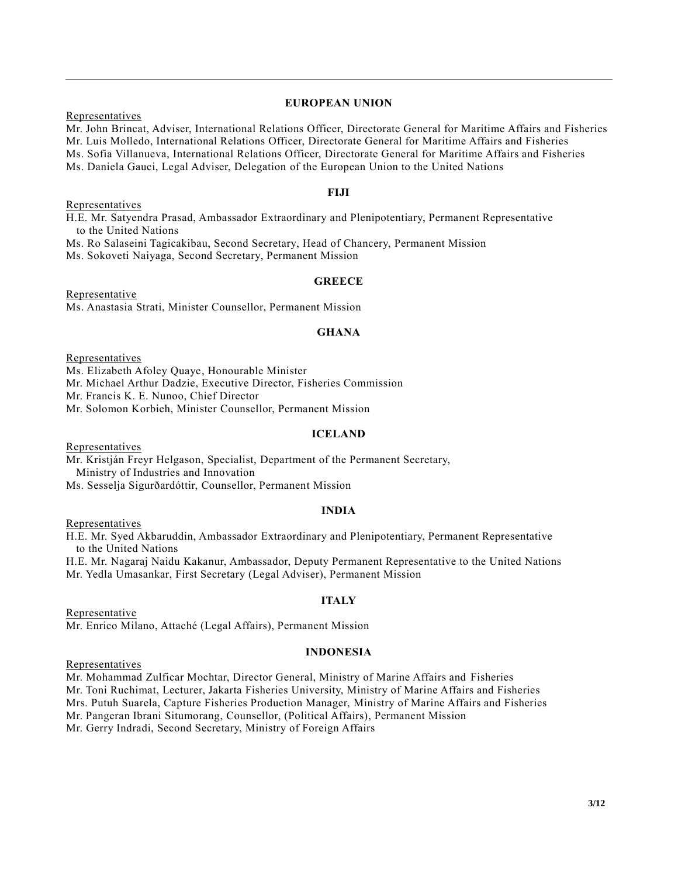## EUROPEAN UNION

Representatives

Mr. John Brincat, Adviser, International Relations Officer, Directorate General for Maritime Affairs and Fisheries
Mr. Luis Molledo, International Relations Officer, Directorate General for Maritime Affairs and Fisheries
Ms. Sofia Villanueva, International Relations Officer, Directorate General for Maritime Affairs and Fisheries
Ms. Daniela Gauci, Legal Adviser, Delegation of the European Union to the United Nations

## FIJI

Representatives

H.E. Mr. Satyendra Prasad, Ambassador Extraordinary and Plenipotentiary, Permanent Representative to the United Nations
Ms. Ro Salaseini Tagicakibau, Second Secretary, Head of Chancery, Permanent Mission
Ms. Sokoveti Naiyaga, Second Secretary, Permanent Mission

## GREECE

Representative

Ms. Anastasia Strati, Minister Counsellor, Permanent Mission

## GHANA

Representatives

Ms. Elizabeth Afoley Quaye, Honourable Minister
Mr. Michael Arthur Dadzie, Executive Director, Fisheries Commission
Mr. Francis K. E. Nunoo, Chief Director
Mr. Solomon Korbieh, Minister Counsellor, Permanent Mission

## ICELAND

Representatives

Mr. Kristján Freyr Helgason, Specialist, Department of the Permanent Secretary, Ministry of Industries and Innovation
Ms. Sesselja Sigurðardóttir, Counsellor, Permanent Mission

## INDIA

Representatives

H.E. Mr. Syed Akbaruddin, Ambassador Extraordinary and Plenipotentiary, Permanent Representative to the United Nations
H.E. Mr. Nagaraj Naidu Kakanur, Ambassador, Deputy Permanent Representative to the United Nations
Mr. Yedla Umasankar, First Secretary (Legal Adviser), Permanent Mission

## ITALY

Representative

Mr. Enrico Milano, Attaché (Legal Affairs), Permanent Mission

## INDONESIA

Representatives

Mr. Mohammad Zulficar Mochtar, Director General, Ministry of Marine Affairs and Fisheries
Mr. Toni Ruchimat, Lecturer, Jakarta Fisheries University, Ministry of Marine Affairs and Fisheries
Mrs. Putuh Suarela, Capture Fisheries Production Manager, Ministry of Marine Affairs and Fisheries
Mr. Pangeran Ibrani Situmorang, Counsellor, (Political Affairs), Permanent Mission
Mr. Gerry Indradi, Second Secretary, Ministry of Foreign Affairs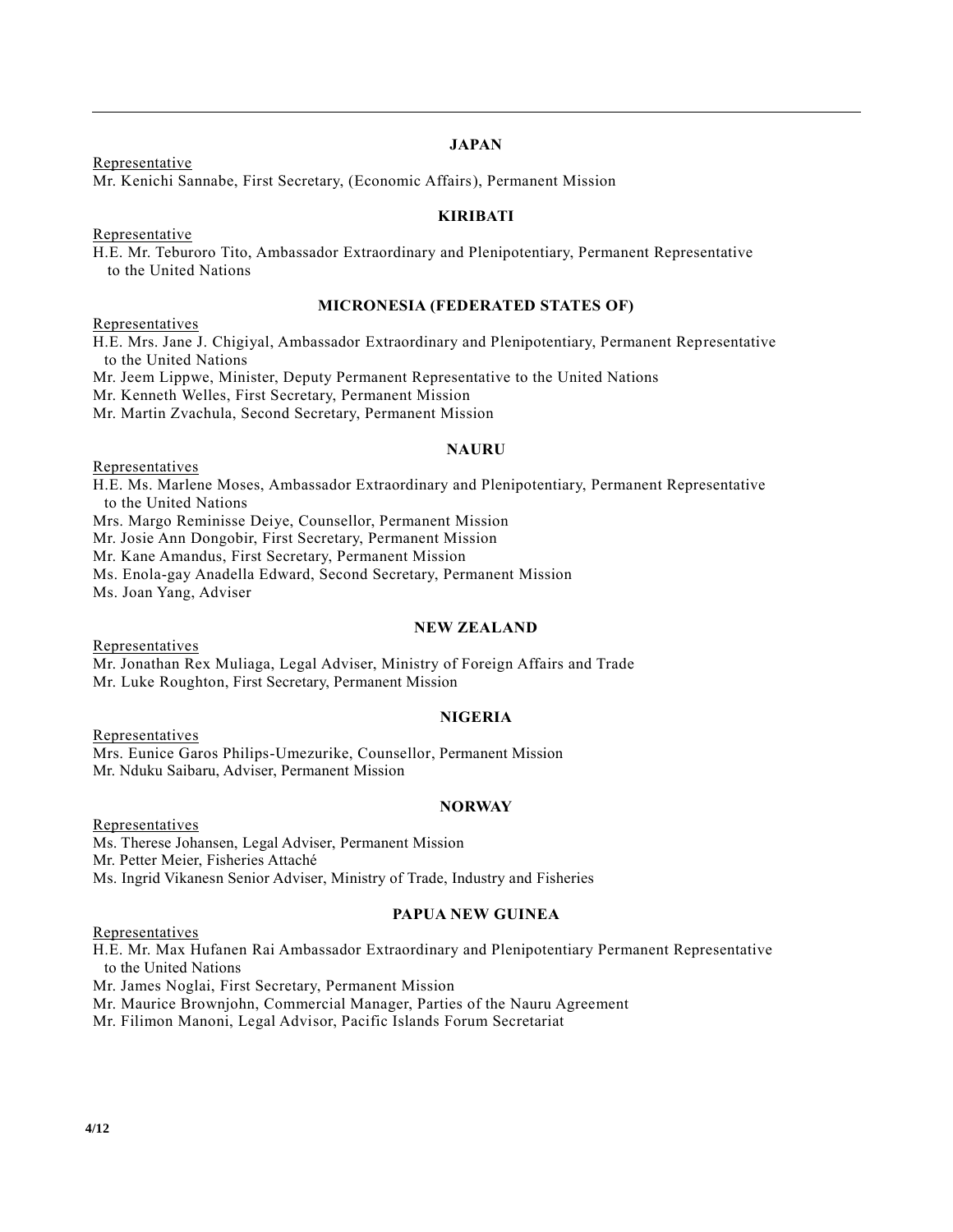### JAPAN

Representative

Mr. Kenichi Sannabe, First Secretary, (Economic Affairs), Permanent Mission

### KIRIBATI

Representative

H.E. Mr. Teburoro Tito, Ambassador Extraordinary and Plenipotentiary, Permanent Representative to the United Nations

### MICRONESIA (FEDERATED STATES OF)

Representatives

H.E. Mrs. Jane J. Chigiyal, Ambassador Extraordinary and Plenipotentiary, Permanent Representative to the United Nations

Mr. Jeem Lippwe, Minister, Deputy Permanent Representative to the United Nations

Mr. Kenneth Welles, First Secretary, Permanent Mission

Mr. Martin Zvachula, Second Secretary, Permanent Mission

### NAURU

Representatives

H.E. Ms. Marlene Moses, Ambassador Extraordinary and Plenipotentiary, Permanent Representative to the United Nations

Mrs. Margo Reminisse Deiye, Counsellor, Permanent Mission

Mr. Josie Ann Dongobir, First Secretary, Permanent Mission

Mr. Kane Amandus, First Secretary, Permanent Mission

Ms. Enola-gay Anadella Edward, Second Secretary, Permanent Mission

Ms. Joan Yang, Adviser

### NEW ZEALAND

Representatives

Mr. Jonathan Rex Muliaga, Legal Adviser, Ministry of Foreign Affairs and Trade

Mr. Luke Roughton, First Secretary, Permanent Mission

### NIGERIA

Representatives

Mrs. Eunice Garos Philips-Umezurike, Counsellor, Permanent Mission

Mr. Nduku Saibaru, Adviser, Permanent Mission

### NORWAY

Representatives

Ms. Therese Johansen, Legal Adviser, Permanent Mission

Mr. Petter Meier, Fisheries Attaché

Ms. Ingrid Vikanesn Senior Adviser, Ministry of Trade, Industry and Fisheries

### PAPUA NEW GUINEA

Representatives

H.E. Mr. Max Hufanen Rai Ambassador Extraordinary and Plenipotentiary Permanent Representative to the United Nations

Mr. James Noglai, First Secretary, Permanent Mission

Mr. Maurice Brownjohn, Commercial Manager, Parties of the Nauru Agreement

Mr. Filimon Manoni, Legal Advisor, Pacific Islands Forum Secretariat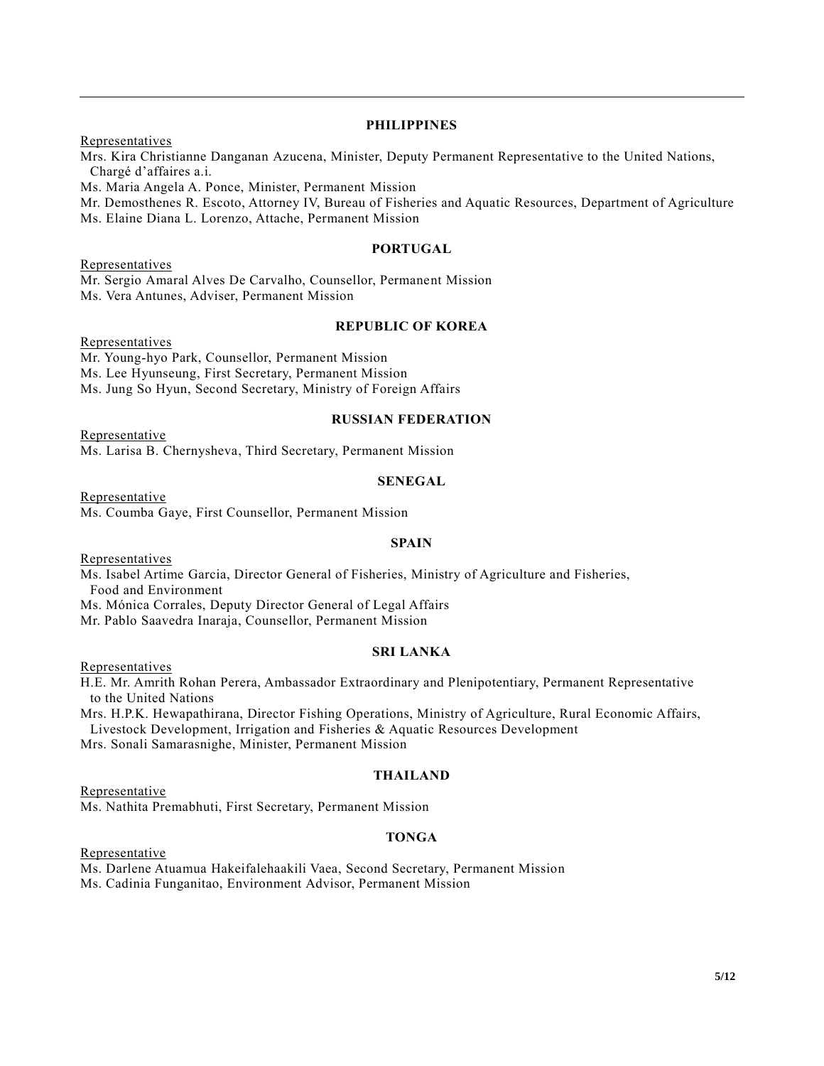**PHILIPPINES**

Representatives

Mrs. Kira Christianne Danganan Azucena, Minister, Deputy Permanent Representative to the United Nations, Chargé d'affaires a.i.

Ms. Maria Angela A. Ponce, Minister, Permanent Mission

Mr. Demosthenes R. Escoto, Attorney IV, Bureau of Fisheries and Aquatic Resources, Department of Agriculture

Ms. Elaine Diana L. Lorenzo, Attache, Permanent Mission

**PORTUGAL**

Representatives

Mr. Sergio Amaral Alves De Carvalho, Counsellor, Permanent Mission

Ms. Vera Antunes, Adviser, Permanent Mission

**REPUBLIC OF KOREA**

Representatives

Mr. Young-hyo Park, Counsellor, Permanent Mission

Ms. Lee Hyunseung, First Secretary, Permanent Mission

Ms. Jung So Hyun, Second Secretary, Ministry of Foreign Affairs

**RUSSIAN FEDERATION**

Representative

Ms. Larisa B. Chernysheva, Third Secretary, Permanent Mission

**SENEGAL**

Representative

Ms. Coumba Gaye, First Counsellor, Permanent Mission

**SPAIN**

Representatives

Ms. Isabel Artime Garcia, Director General of Fisheries, Ministry of Agriculture and Fisheries, Food and Environment

Ms. Mónica Corrales, Deputy Director General of Legal Affairs

Mr. Pablo Saavedra Inaraja, Counsellor, Permanent Mission

**SRI LANKA**

Representatives

H.E. Mr. Amrith Rohan Perera, Ambassador Extraordinary and Plenipotentiary, Permanent Representative to the United Nations

Mrs. H.P.K. Hewapathirana, Director Fishing Operations, Ministry of Agriculture, Rural Economic Affairs, Livestock Development, Irrigation and Fisheries & Aquatic Resources Development

Mrs. Sonali Samarasnighe, Minister, Permanent Mission

**THAILAND**

Representative

Ms. Nathita Premabhuti, First Secretary, Permanent Mission

**TONGA**

Representative

Ms. Darlene Atuamua Hakeifalehaakili Vaea, Second Secretary, Permanent Mission

Ms. Cadinia Funganitao, Environment Advisor, Permanent Mission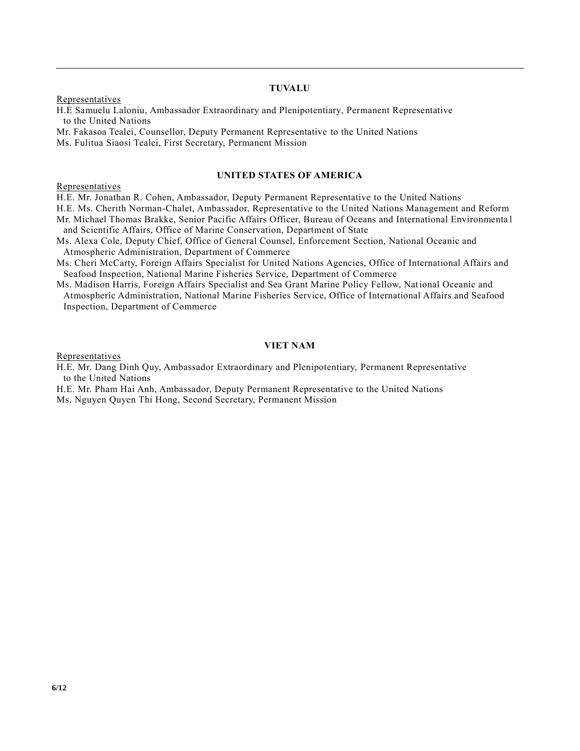## TUVALU

Representatives

H.E Samuelu Laloniu, Ambassador Extraordinary and Plenipotentiary, Permanent Representative to the United Nations

Mr. Fakasoa Tealei, Counsellor, Deputy Permanent Representative to the United Nations

Ms. Fulitua Siaosi Tealei, First Secretary, Permanent Mission

## UNITED STATES OF AMERICA

Representatives

H.E. Mr. Jonathan R. Cohen, Ambassador, Deputy Permanent Representative to the United Nations

H.E. Ms. Cherith Norman-Chalet, Ambassador, Representative to the United Nations Management and Reform

Mr. Michael Thomas Brakke, Senior Pacific Affairs Officer, Bureau of Oceans and International Environmental and Scientific Affairs, Office of Marine Conservation, Department of State

Ms. Alexa Cole, Deputy Chief, Office of General Counsel, Enforcement Section, National Oceanic and Atmospheric Administration, Department of Commerce

Ms. Cheri McCarty, Foreign Affairs Specialist for United Nations Agencies, Office of International Affairs and Seafood Inspection, National Marine Fisheries Service, Department of Commerce

Ms. Madison Harris, Foreign Affairs Specialist and Sea Grant Marine Policy Fellow, National Oceanic and Atmospheric Administration, National Marine Fisheries Service, Office of International Affairs and Seafood Inspection, Department of Commerce

## VIET NAM

Representatives

H.E. Mr. Dang Dinh Quy, Ambassador Extraordinary and Plenipotentiary, Permanent Representative to the United Nations

H.E. Mr. Pham Hai Anh, Ambassador, Deputy Permanent Representative to the United Nations

Ms. Nguyen Quyen Thi Hong, Second Secretary, Permanent Mission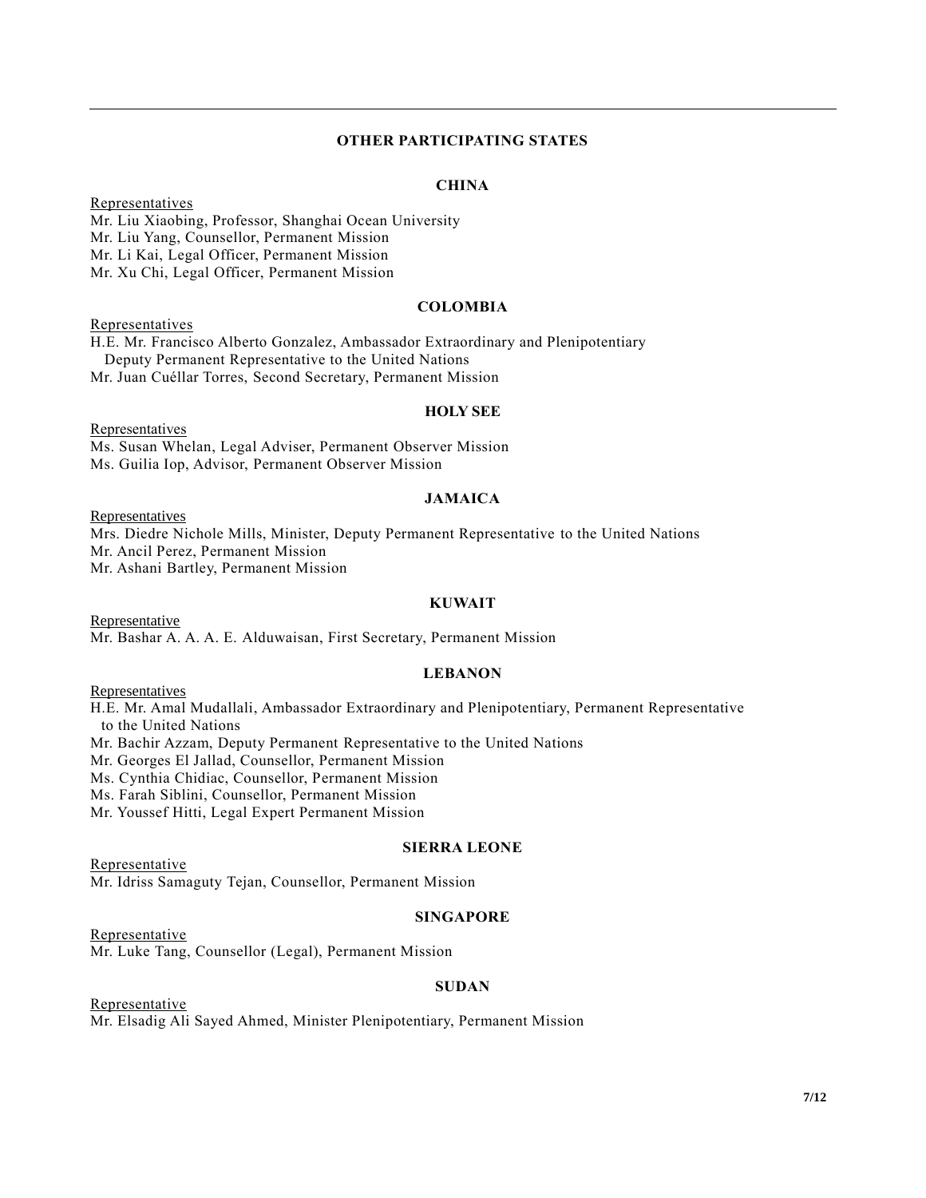## OTHER PARTICIPATING STATES

### CHINA

Representatives

Mr. Liu Xiaobing, Professor, Shanghai Ocean University
Mr. Liu Yang, Counsellor, Permanent Mission
Mr. Li Kai, Legal Officer, Permanent Mission
Mr. Xu Chi, Legal Officer, Permanent Mission

### COLOMBIA

Representatives

H.E. Mr. Francisco Alberto Gonzalez, Ambassador Extraordinary and Plenipotentiary Deputy Permanent Representative to the United Nations
Mr. Juan Cuéllar Torres, Second Secretary, Permanent Mission

### HOLY SEE

Representatives

Ms. Susan Whelan, Legal Adviser, Permanent Observer Mission
Ms. Guilia Iop, Advisor, Permanent Observer Mission

### JAMAICA

Representatives

Mrs. Diedre Nichole Mills, Minister, Deputy Permanent Representative to the United Nations
Mr. Ancil Perez, Permanent Mission
Mr. Ashani Bartley, Permanent Mission

### KUWAIT

Representative

Mr. Bashar A. A. A. E. Alduwaisan, First Secretary, Permanent Mission

### LEBANON

Representatives

H.E. Mr. Amal Mudallali, Ambassador Extraordinary and Plenipotentiary, Permanent Representative to the United Nations
Mr. Bachir Azzam, Deputy Permanent Representative to the United Nations
Mr. Georges El Jallad, Counsellor, Permanent Mission
Ms. Cynthia Chidiac, Counsellor, Permanent Mission
Ms. Farah Siblini, Counsellor, Permanent Mission
Mr. Youssef Hitti, Legal Expert Permanent Mission

### SIERRA LEONE

Representative

Mr. Idriss Samaguty Tejan, Counsellor, Permanent Mission

### SINGAPORE

Representative

Mr. Luke Tang, Counsellor (Legal), Permanent Mission

### SUDAN

Representative

Mr. Elsadig Ali Sayed Ahmed, Minister Plenipotentiary, Permanent Mission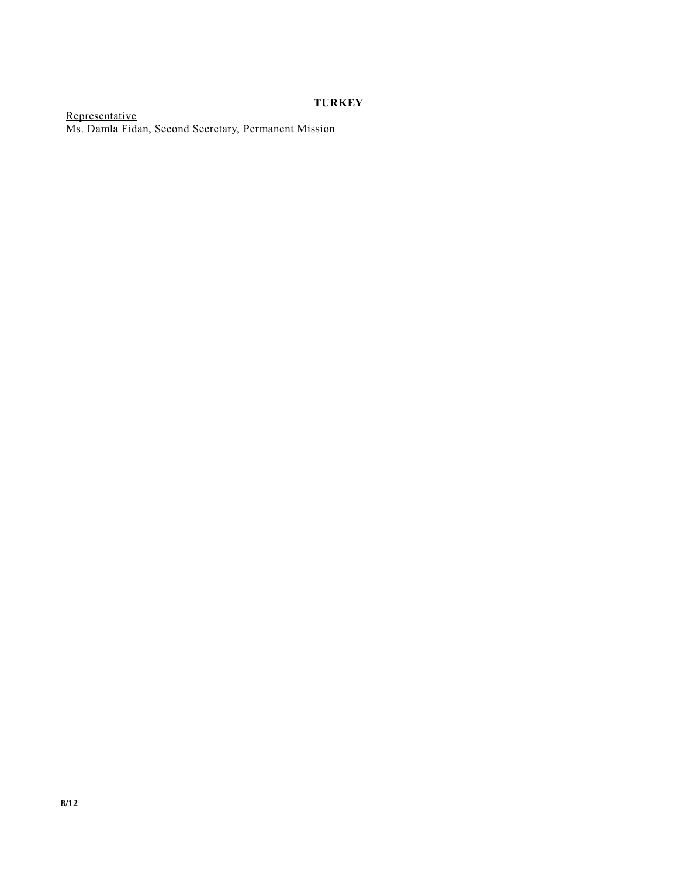**TURKEY**

Representative
Ms. Damla Fidan, Second Secretary, Permanent Mission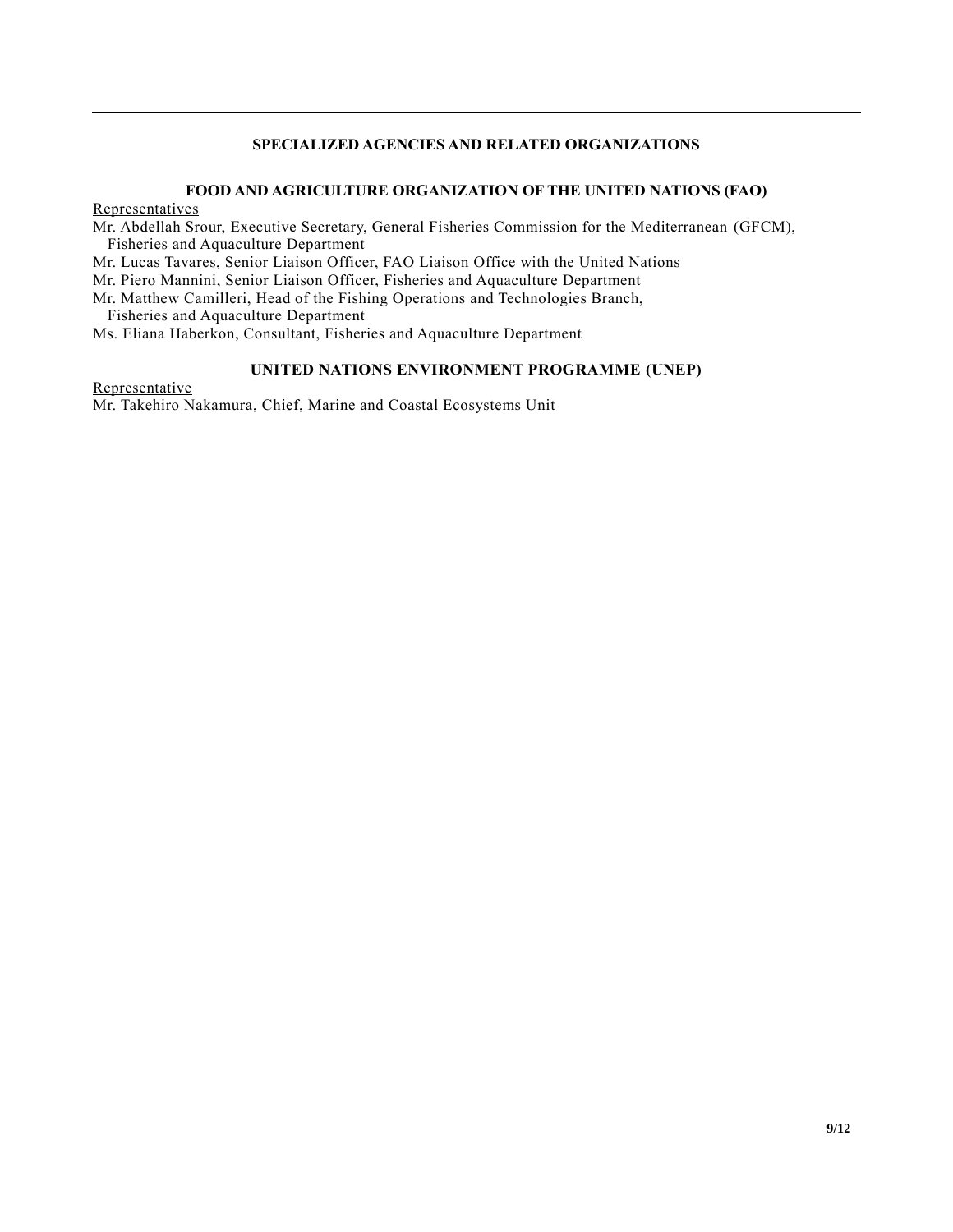## SPECIALIZED AGENCIES AND RELATED ORGANIZATIONS

### FOOD AND AGRICULTURE ORGANIZATION OF THE UNITED NATIONS (FAO)

Representatives

Mr. Abdellah Srour, Executive Secretary, General Fisheries Commission for the Mediterranean (GFCM), Fisheries and Aquaculture Department

Mr. Lucas Tavares, Senior Liaison Officer, FAO Liaison Office with the United Nations

Mr. Piero Mannini, Senior Liaison Officer, Fisheries and Aquaculture Department

Mr. Matthew Camilleri, Head of the Fishing Operations and Technologies Branch, Fisheries and Aquaculture Department

Ms. Eliana Haberkon, Consultant, Fisheries and Aquaculture Department

### UNITED NATIONS ENVIRONMENT PROGRAMME (UNEP)

Representative

Mr. Takehiro Nakamura, Chief, Marine and Coastal Ecosystems Unit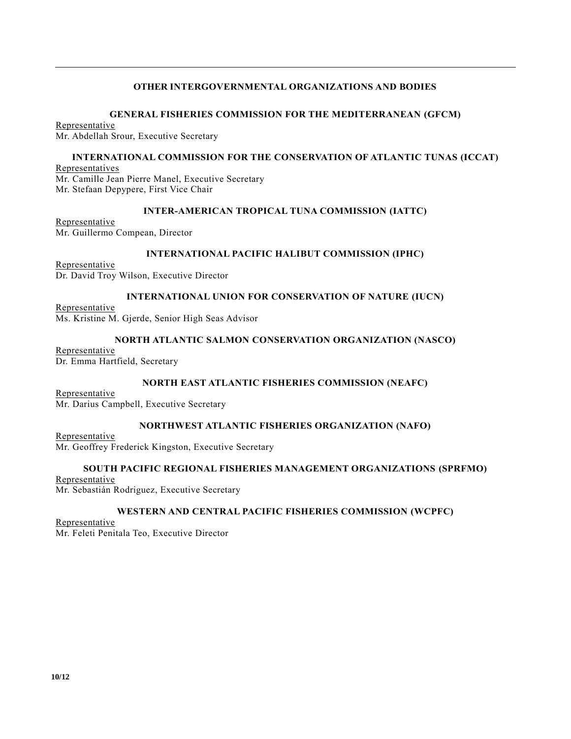## OTHER INTERGOVERNMENTAL ORGANIZATIONS AND BODIES

### GENERAL FISHERIES COMMISSION FOR THE MEDITERRANEAN (GFCM)

Representative
Mr. Abdellah Srour, Executive Secretary

### INTERNATIONAL COMMISSION FOR THE CONSERVATION OF ATLANTIC TUNAS (ICCAT)

Representatives
Mr. Camille Jean Pierre Manel, Executive Secretary
Mr. Stefaan Depypere, First Vice Chair

### INTER-AMERICAN TROPICAL TUNA COMMISSION (IATTC)

Representative
Mr. Guillermo Compean, Director

### INTERNATIONAL PACIFIC HALIBUT COMMISSION (IPHC)

Representative
Dr. David Troy Wilson, Executive Director

### INTERNATIONAL UNION FOR CONSERVATION OF NATURE (IUCN)

Representative
Ms. Kristine M. Gjerde, Senior High Seas Advisor

### NORTH ATLANTIC SALMON CONSERVATION ORGANIZATION (NASCO)

Representative
Dr. Emma Hartfield, Secretary

### NORTH EAST ATLANTIC FISHERIES COMMISSION (NEAFC)

Representative
Mr. Darius Campbell, Executive Secretary

### NORTHWEST ATLANTIC FISHERIES ORGANIZATION (NAFO)

Representative
Mr. Geoffrey Frederick Kingston, Executive Secretary

### SOUTH PACIFIC REGIONAL FISHERIES MANAGEMENT ORGANIZATIONS (SPRFMO)

Representative
Mr. Sebastián Rodriguez, Executive Secretary

### WESTERN AND CENTRAL PACIFIC FISHERIES COMMISSION (WCPFC)

Representative
Mr. Feleti Penitala Teo, Executive Director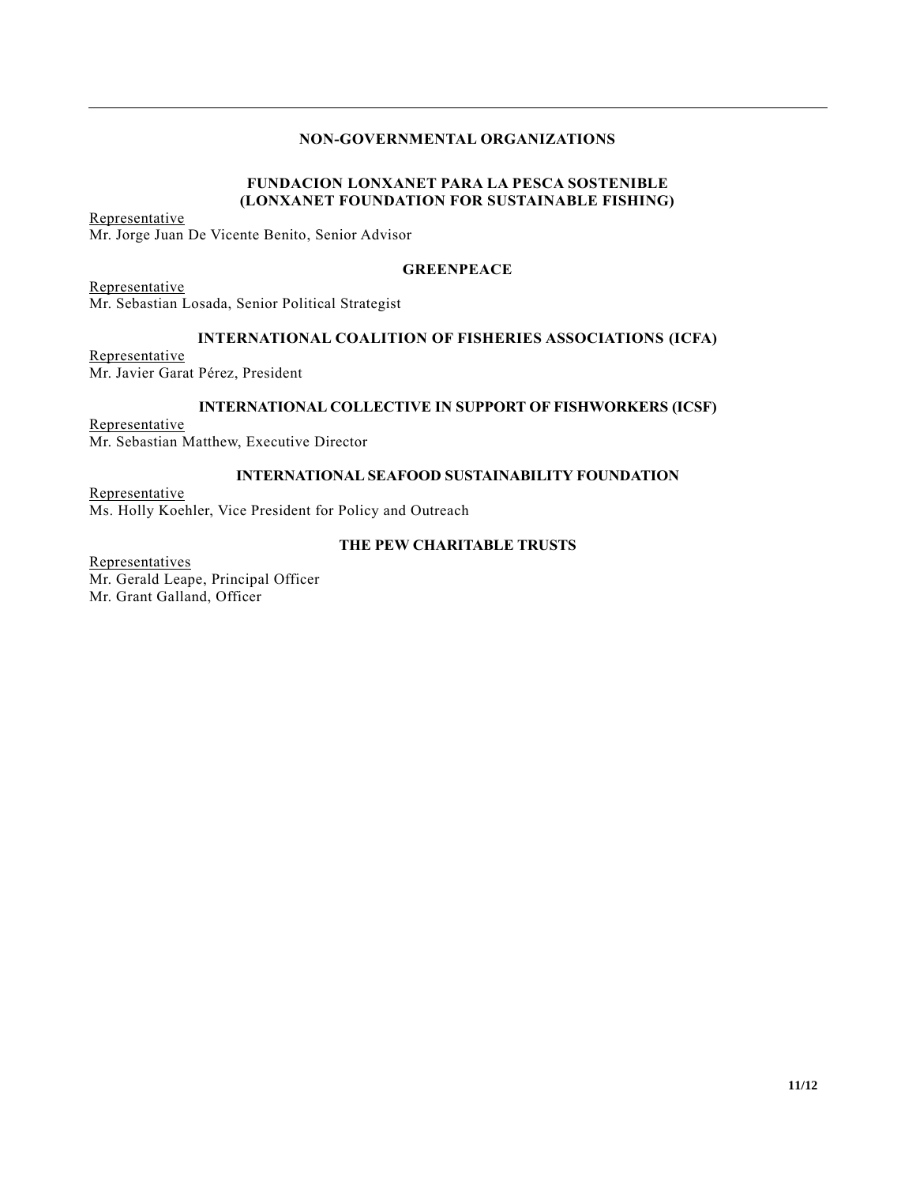## NON-GOVERNMENTAL ORGANIZATIONS

### FUNDACION LONXANET PARA LA PESCA SOSTENIBLE (LONXANET FOUNDATION FOR SUSTAINABLE FISHING)

Representative
Mr. Jorge Juan De Vicente Benito, Senior Advisor

### GREENPEACE

Representative
Mr. Sebastian Losada, Senior Political Strategist

### INTERNATIONAL COALITION OF FISHERIES ASSOCIATIONS (ICFA)

Representative
Mr. Javier Garat Pérez, President

### INTERNATIONAL COLLECTIVE IN SUPPORT OF FISHWORKERS (ICSF)

Representative
Mr. Sebastian Matthew, Executive Director

### INTERNATIONAL SEAFOOD SUSTAINABILITY FOUNDATION

Representative
Ms. Holly Koehler, Vice President for Policy and Outreach

### THE PEW CHARITABLE TRUSTS

Representatives
Mr. Gerald Leape, Principal Officer
Mr. Grant Galland, Officer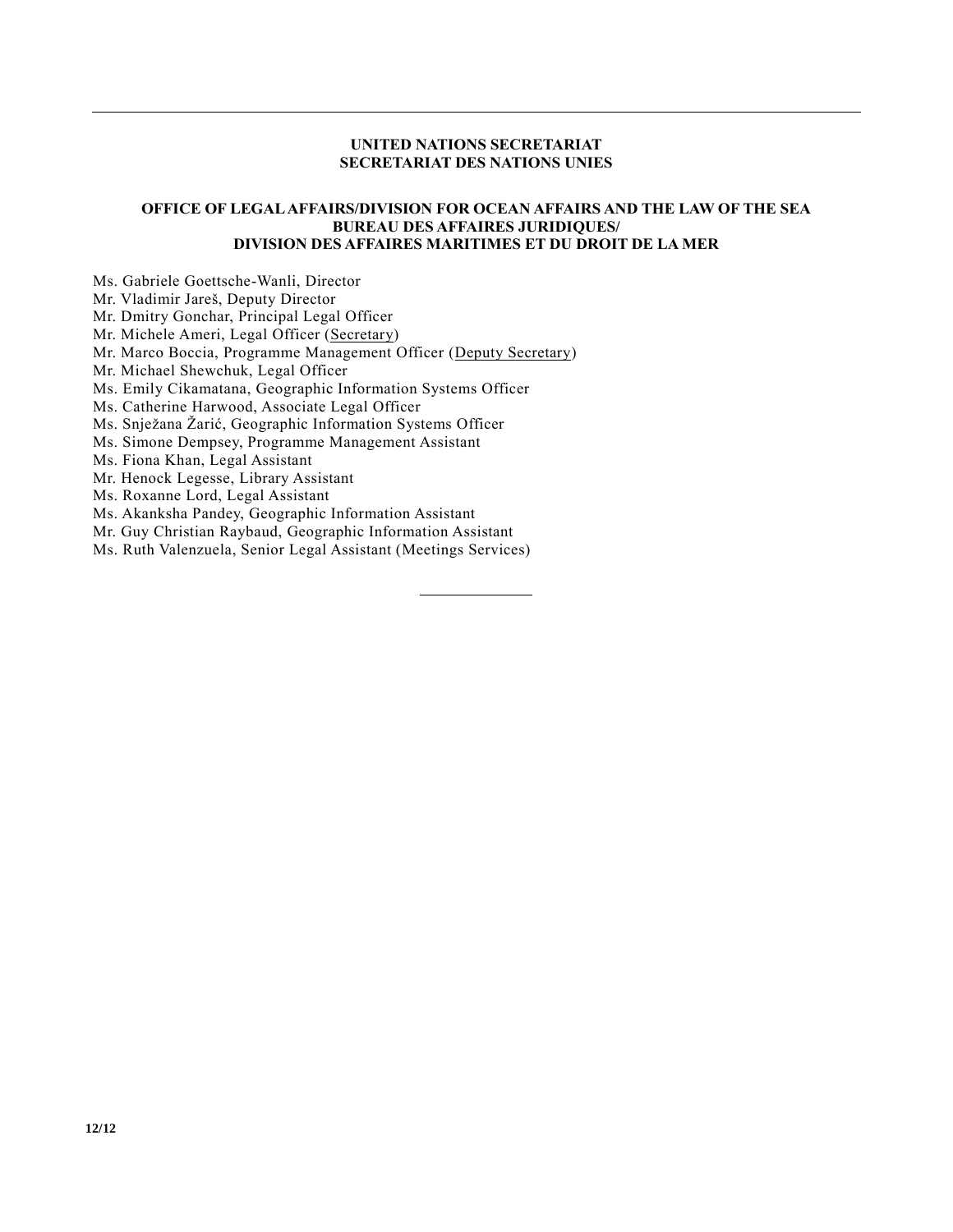**UNITED NATIONS SECRETARIAT**
**SECRETARIAT DES NATIONS UNIES**

**OFFICE OF LEGAL AFFAIRS/DIVISION FOR OCEAN AFFAIRS AND THE LAW OF THE SEA**
**BUREAU DES AFFAIRES JURIDIQUES/**
**DIVISION DES AFFAIRES MARITIMES ET DU DROIT DE LA MER**

Ms. Gabriele Goettsche-Wanli, Director
Mr. Vladimir Jareš, Deputy Director
Mr. Dmitry Gonchar, Principal Legal Officer
Mr. Michele Ameri, Legal Officer (<u>Secretary</u>)
Mr. Marco Boccia, Programme Management Officer (<u>Deputy Secretary</u>)
Mr. Michael Shewchuk, Legal Officer
Ms. Emily Cikamatana, Geographic Information Systems Officer
Ms. Catherine Harwood, Associate Legal Officer
Ms. Snježana Žarić, Geographic Information Systems Officer
Ms. Simone Dempsey, Programme Management Assistant
Ms. Fiona Khan, Legal Assistant
Mr. Henock Legesse, Library Assistant
Ms. Roxanne Lord, Legal Assistant
Ms. Akanksha Pandey, Geographic Information Assistant
Mr. Guy Christian Raybaud, Geographic Information Assistant
Ms. Ruth Valenzuela, Senior Legal Assistant (Meetings Services)